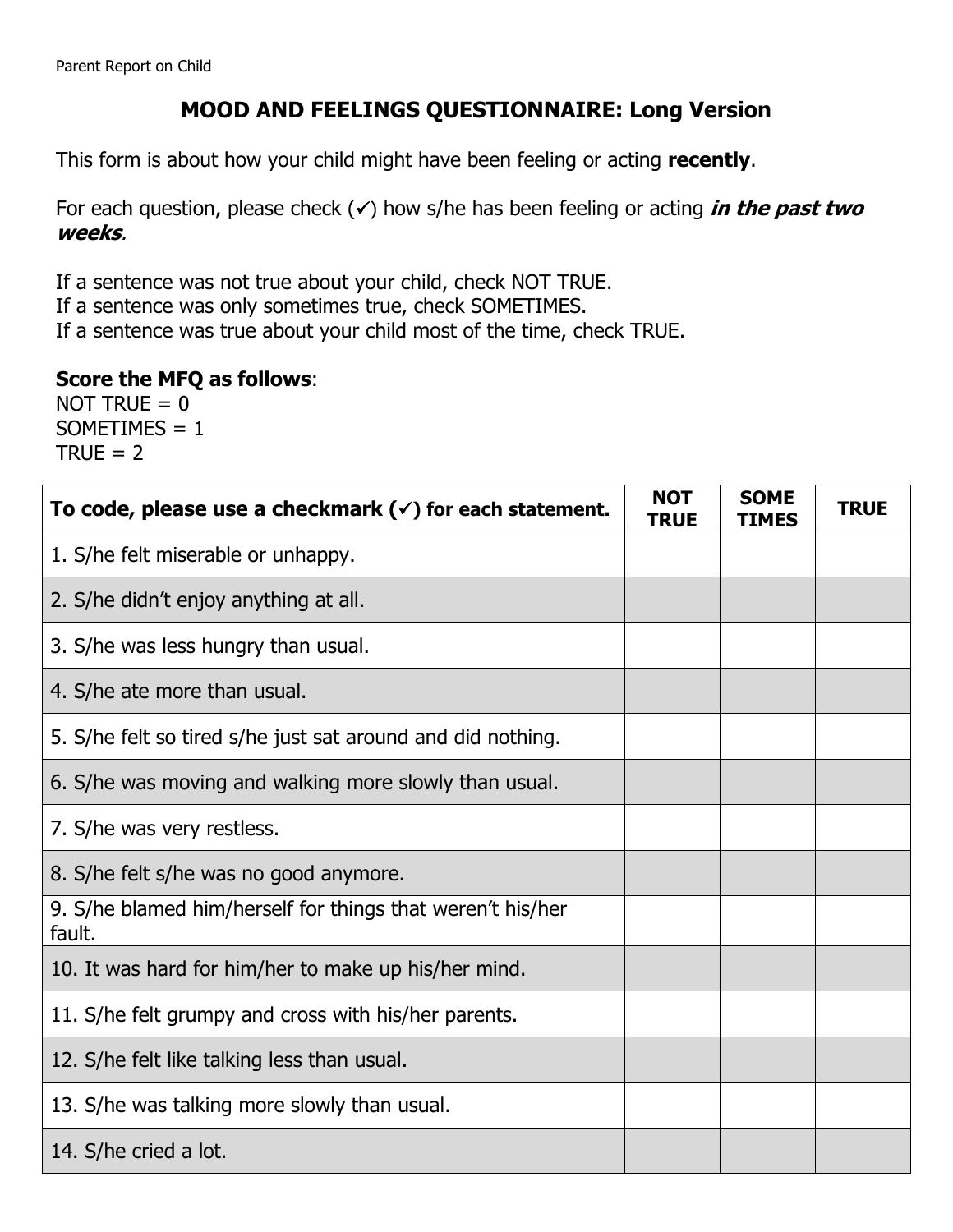Parent Report on Child

# MOOD AND FEELINGS QUESTIONNAIRE: Long Version

This form is about how your child might have been feeling or acting **recently**.

For each question, please check (✓) how s/he has been feeling or acting ***in the past two weeks***.

If a sentence was not true about your child, check NOT TRUE.
If a sentence was only sometimes true, check SOMETIMES.
If a sentence was true about your child most of the time, check TRUE.

**Score the MFQ as follows**:
NOT TRUE = 0
SOMETIMES = 1
TRUE = 2

| To code, please use a checkmark (✓) for each statement. | NOT TRUE | SOME TIMES | TRUE |
|---|---|---|---|
| 1. S/he felt miserable or unhappy. | | | |
| 2. S/he didn't enjoy anything at all. | | | |
| 3. S/he was less hungry than usual. | | | |
| 4. S/he ate more than usual. | | | |
| 5. S/he felt so tired s/he just sat around and did nothing. | | | |
| 6. S/he was moving and walking more slowly than usual. | | | |
| 7. S/he was very restless. | | | |
| 8. S/he felt s/he was no good anymore. | | | |
| 9. S/he blamed him/herself for things that weren't his/her fault. | | | |
| 10. It was hard for him/her to make up his/her mind. | | | |
| 11. S/he felt grumpy and cross with his/her parents. | | | |
| 12. S/he felt like talking less than usual. | | | |
| 13. S/he was talking more slowly than usual. | | | |
| 14. S/he cried a lot. | | | |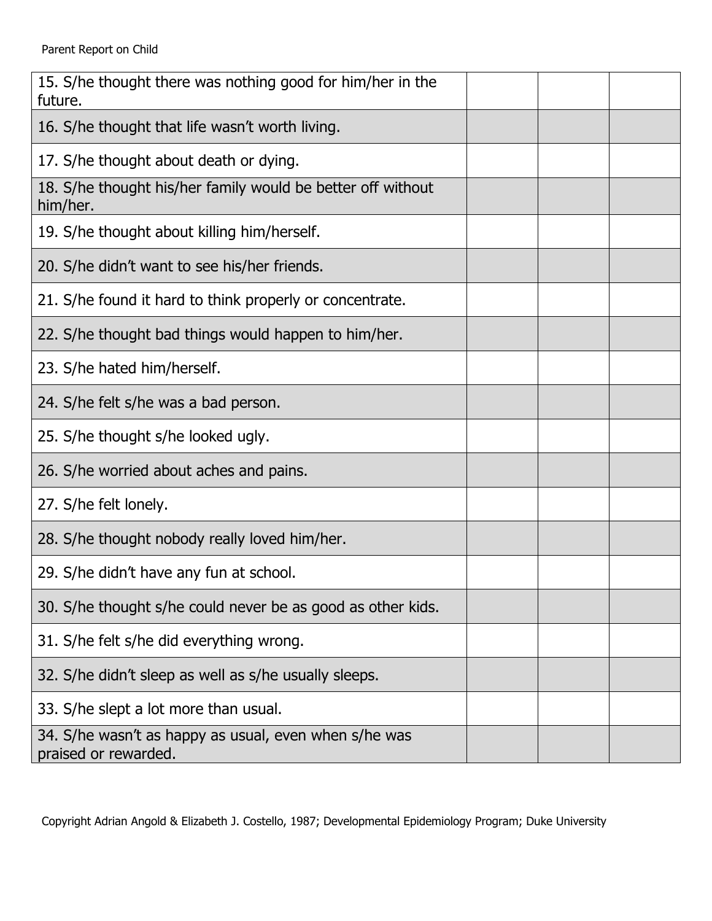| | | | |
|---|---|---|---|
| 15. S/he thought there was nothing good for him/her in the future. | | | |
| 16. S/he thought that life wasn't worth living. | | | |
| 17. S/he thought about death or dying. | | | |
| 18. S/he thought his/her family would be better off without him/her. | | | |
| 19. S/he thought about killing him/herself. | | | |
| 20. S/he didn't want to see his/her friends. | | | |
| 21. S/he found it hard to think properly or concentrate. | | | |
| 22. S/he thought bad things would happen to him/her. | | | |
| 23. S/he hated him/herself. | | | |
| 24. S/he felt s/he was a bad person. | | | |
| 25. S/he thought s/he looked ugly. | | | |
| 26. S/he worried about aches and pains. | | | |
| 27. S/he felt lonely. | | | |
| 28. S/he thought nobody really loved him/her. | | | |
| 29. S/he didn't have any fun at school. | | | |
| 30. S/he thought s/he could never be as good as other kids. | | | |
| 31. S/he felt s/he did everything wrong. | | | |
| 32. S/he didn't sleep as well as s/he usually sleeps. | | | |
| 33. S/he slept a lot more than usual. | | | |
| 34. S/he wasn't as happy as usual, even when s/he was praised or rewarded. | | | |

Copyright Adrian Angold & Elizabeth J. Costello, 1987; Developmental Epidemiology Program; Duke University